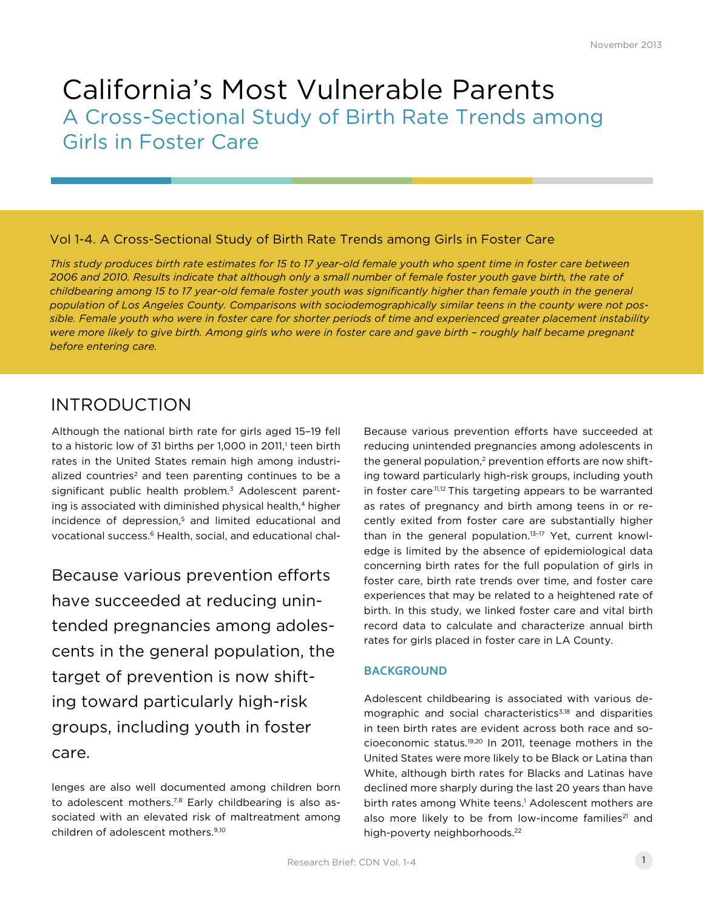November 2013

# California's Most Vulnerable Parents

## A Cross-Sectional Study of Birth Rate Trends among Girls in Foster Care

### Vol 1-4. A Cross-Sectional Study of Birth Rate Trends among Girls in Foster Care

*This study produces birth rate estimates for 15 to 17 year-old female youth who spent time in foster care between 2006 and 2010. Results indicate that although only a small number of female foster youth gave birth, the rate of childbearing among 15 to 17 year-old female foster youth was significantly higher than female youth in the general population of Los Angeles County. Comparisons with sociodemographically similar teens in the county were not possible. Female youth who were in foster care for shorter periods of time and experienced greater placement instability were more likely to give birth. Among girls who were in foster care and gave birth – roughly half became pregnant before entering care.*

## INTRODUCTION

Although the national birth rate for girls aged 15–19 fell to a historic low of 31 births per 1,000 in 2011,[1] teen birth rates in the United States remain high among industrialized countries[2] and teen parenting continues to be a significant public health problem.[3] Adolescent parenting is associated with diminished physical health,[4] higher incidence of depression,[5] and limited educational and vocational success.[6] Health, social, and educational challenges are also well documented among children born to adolescent mothers.[7,8] Early childbearing is also associated with an elevated risk of maltreatment among children of adolescent mothers.[9,10]

> Because various prevention efforts have succeeded at reducing unintended pregnancies among adolescents in the general population, the target of prevention is now shifting toward particularly high-risk groups, including youth in foster care.

Because various prevention efforts have succeeded at reducing unintended pregnancies among adolescents in the general population,[2] prevention efforts are now shifting toward particularly high-risk groups, including youth in foster care[11,12] This targeting appears to be warranted as rates of pregnancy and birth among teens in or recently exited from foster care are substantially higher than in the general population.[13–17] Yet, current knowledge is limited by the absence of epidemiological data concerning birth rates for the full population of girls in foster care, birth rate trends over time, and foster care experiences that may be related to a heightened rate of birth. In this study, we linked foster care and vital birth record data to calculate and characterize annual birth rates for girls placed in foster care in LA County.

### BACKGROUND

Adolescent childbearing is associated with various demographic and social characteristics[3,18] and disparities in teen birth rates are evident across both race and socioeconomic status.[19,20] In 2011, teenage mothers in the United States were more likely to be Black or Latina than White, although birth rates for Blacks and Latinas have declined more sharply during the last 20 years than have birth rates among White teens.[1] Adolescent mothers are also more likely to be from low-income families[21] and high-poverty neighborhoods.[22]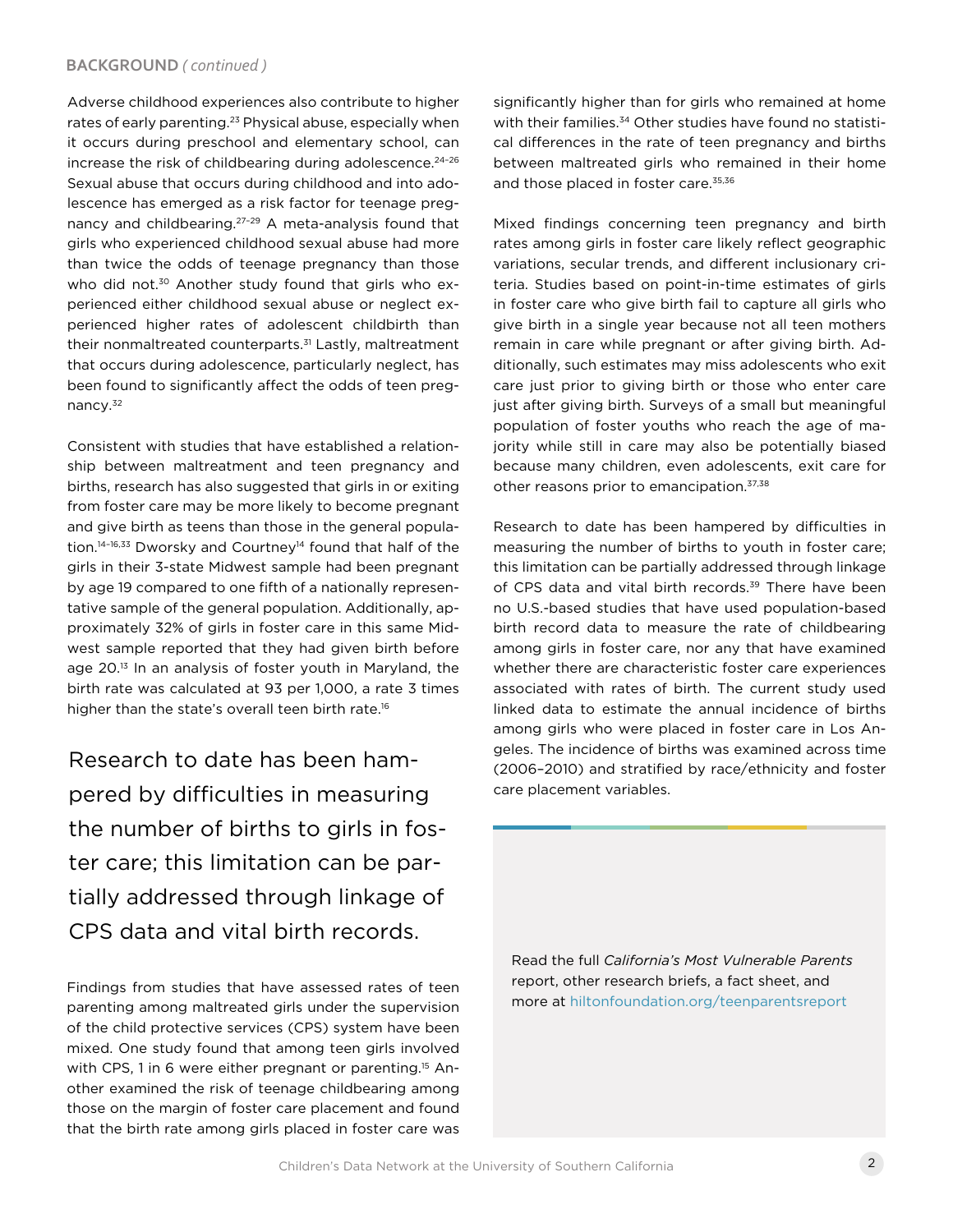## BACKGROUND *( continued )*

Adverse childhood experiences also contribute to higher rates of early parenting.[23] Physical abuse, especially when it occurs during preschool and elementary school, can increase the risk of childbearing during adolescence.[24–26] Sexual abuse that occurs during childhood and into adolescence has emerged as a risk factor for teenage pregnancy and childbearing.[27–29] A meta-analysis found that girls who experienced childhood sexual abuse had more than twice the odds of teenage pregnancy than those who did not.[30] Another study found that girls who experienced either childhood sexual abuse or neglect experienced higher rates of adolescent childbirth than their nonmaltreated counterparts.[31] Lastly, maltreatment that occurs during adolescence, particularly neglect, has been found to significantly affect the odds of teen pregnancy.[32]

Consistent with studies that have established a relationship between maltreatment and teen pregnancy and births, research has also suggested that girls in or exiting from foster care may be more likely to become pregnant and give birth as teens than those in the general population.[14–16,33] Dworsky and Courtney[14] found that half of the girls in their 3-state Midwest sample had been pregnant by age 19 compared to one fifth of a nationally representative sample of the general population. Additionally, approximately 32% of girls in foster care in this same Midwest sample reported that they had given birth before age 20.[13] In an analysis of foster youth in Maryland, the birth rate was calculated at 93 per 1,000, a rate 3 times higher than the state's overall teen birth rate.[16]

> Research to date has been hampered by difficulties in measuring the number of births to girls in foster care; this limitation can be partially addressed through linkage of CPS data and vital birth records.

Findings from studies that have assessed rates of teen parenting among maltreated girls under the supervision of the child protective services (CPS) system have been mixed. One study found that among teen girls involved with CPS, 1 in 6 were either pregnant or parenting.[15] Another examined the risk of teenage childbearing among those on the margin of foster care placement and found that the birth rate among girls placed in foster care was significantly higher than for girls who remained at home with their families.[34] Other studies have found no statistical differences in the rate of teen pregnancy and births between maltreated girls who remained in their home and those placed in foster care.[35,36]

Mixed findings concerning teen pregnancy and birth rates among girls in foster care likely reflect geographic variations, secular trends, and different inclusionary criteria. Studies based on point-in-time estimates of girls in foster care who give birth fail to capture all girls who give birth in a single year because not all teen mothers remain in care while pregnant or after giving birth. Additionally, such estimates may miss adolescents who exit care just prior to giving birth or those who enter care just after giving birth. Surveys of a small but meaningful population of foster youths who reach the age of majority while still in care may also be potentially biased because many children, even adolescents, exit care for other reasons prior to emancipation.[37,38]

Research to date has been hampered by difficulties in measuring the number of births to youth in foster care; this limitation can be partially addressed through linkage of CPS data and vital birth records.[39] There have been no U.S.-based studies that have used population-based birth record data to measure the rate of childbearing among girls in foster care, nor any that have examined whether there are characteristic foster care experiences associated with rates of birth. The current study used linked data to estimate the annual incidence of births among girls who were placed in foster care in Los Angeles. The incidence of births was examined across time (2006–2010) and stratified by race/ethnicity and foster care placement variables.

Read the full *California's Most Vulnerable Parents* report, other research briefs, a fact sheet, and more at hiltonfoundation.org/teenparentsreport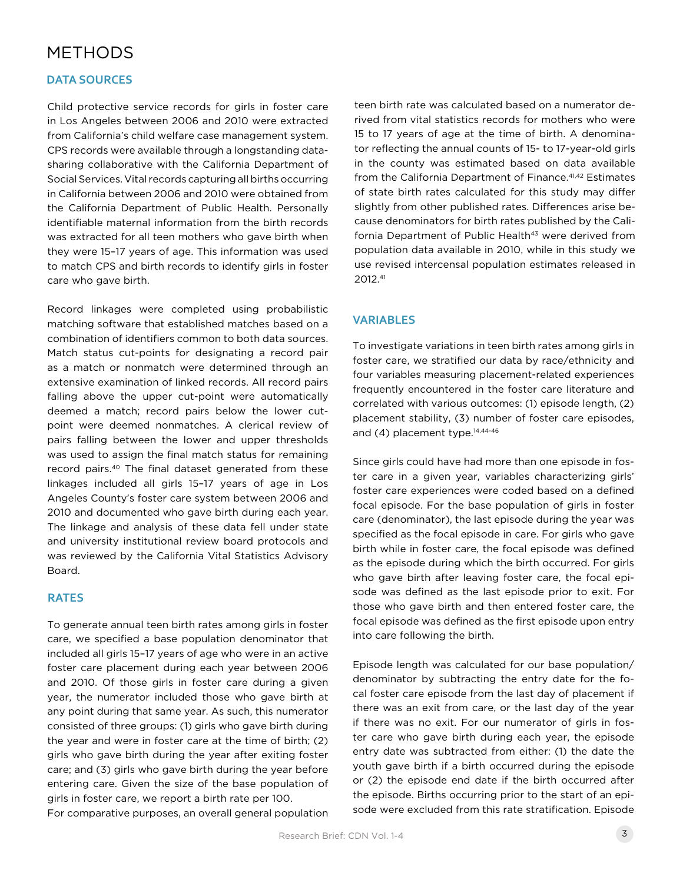# METHODS

## DATA SOURCES

Child protective service records for girls in foster care in Los Angeles between 2006 and 2010 were extracted from California's child welfare case management system. CPS records were available through a longstanding data-sharing collaborative with the California Department of Social Services. Vital records capturing all births occurring in California between 2006 and 2010 were obtained from the California Department of Public Health. Personally identifiable maternal information from the birth records was extracted for all teen mothers who gave birth when they were 15–17 years of age. This information was used to match CPS and birth records to identify girls in foster care who gave birth.

Record linkages were completed using probabilistic matching software that established matches based on a combination of identifiers common to both data sources. Match status cut-points for designating a record pair as a match or nonmatch were determined through an extensive examination of linked records. All record pairs falling above the upper cut-point were automatically deemed a match; record pairs below the lower cut-point were deemed nonmatches. A clerical review of pairs falling between the lower and upper thresholds was used to assign the final match status for remaining record pairs.[40] The final dataset generated from these linkages included all girls 15–17 years of age in Los Angeles County's foster care system between 2006 and 2010 and documented who gave birth during each year. The linkage and analysis of these data fell under state and university institutional review board protocols and was reviewed by the California Vital Statistics Advisory Board.

## RATES

To generate annual teen birth rates among girls in foster care, we specified a base population denominator that included all girls 15–17 years of age who were in an active foster care placement during each year between 2006 and 2010. Of those girls in foster care during a given year, the numerator included those who gave birth at any point during that same year. As such, this numerator consisted of three groups: (1) girls who gave birth during the year and were in foster care at the time of birth; (2) girls who gave birth during the year after exiting foster care; and (3) girls who gave birth during the year before entering care. Given the size of the base population of girls in foster care, we report a birth rate per 100.

For comparative purposes, an overall general population teen birth rate was calculated based on a numerator derived from vital statistics records for mothers who were 15 to 17 years of age at the time of birth. A denominator reflecting the annual counts of 15- to 17-year-old girls in the county was estimated based on data available from the California Department of Finance.[41,42] Estimates of state birth rates calculated for this study may differ slightly from other published rates. Differences arise because denominators for birth rates published by the California Department of Public Health[43] were derived from population data available in 2010, while in this study we use revised intercensal population estimates released in 2012.[41]

## VARIABLES

To investigate variations in teen birth rates among girls in foster care, we stratified our data by race/ethnicity and four variables measuring placement-related experiences frequently encountered in the foster care literature and correlated with various outcomes: (1) episode length, (2) placement stability, (3) number of foster care episodes, and (4) placement type.[14,44-46]

Since girls could have had more than one episode in foster care in a given year, variables characterizing girls' foster care experiences were coded based on a defined focal episode. For the base population of girls in foster care (denominator), the last episode during the year was specified as the focal episode in care. For girls who gave birth while in foster care, the focal episode was defined as the episode during which the birth occurred. For girls who gave birth after leaving foster care, the focal episode was defined as the last episode prior to exit. For those who gave birth and then entered foster care, the focal episode was defined as the first episode upon entry into care following the birth.

Episode length was calculated for our base population/denominator by subtracting the entry date for the focal foster care episode from the last day of placement if there was an exit from care, or the last day of the year if there was no exit. For our numerator of girls in foster care who gave birth during each year, the episode entry date was subtracted from either: (1) the date the youth gave birth if a birth occurred during the episode or (2) the episode end date if the birth occurred after the episode. Births occurring prior to the start of an episode were excluded from this rate stratification. Episode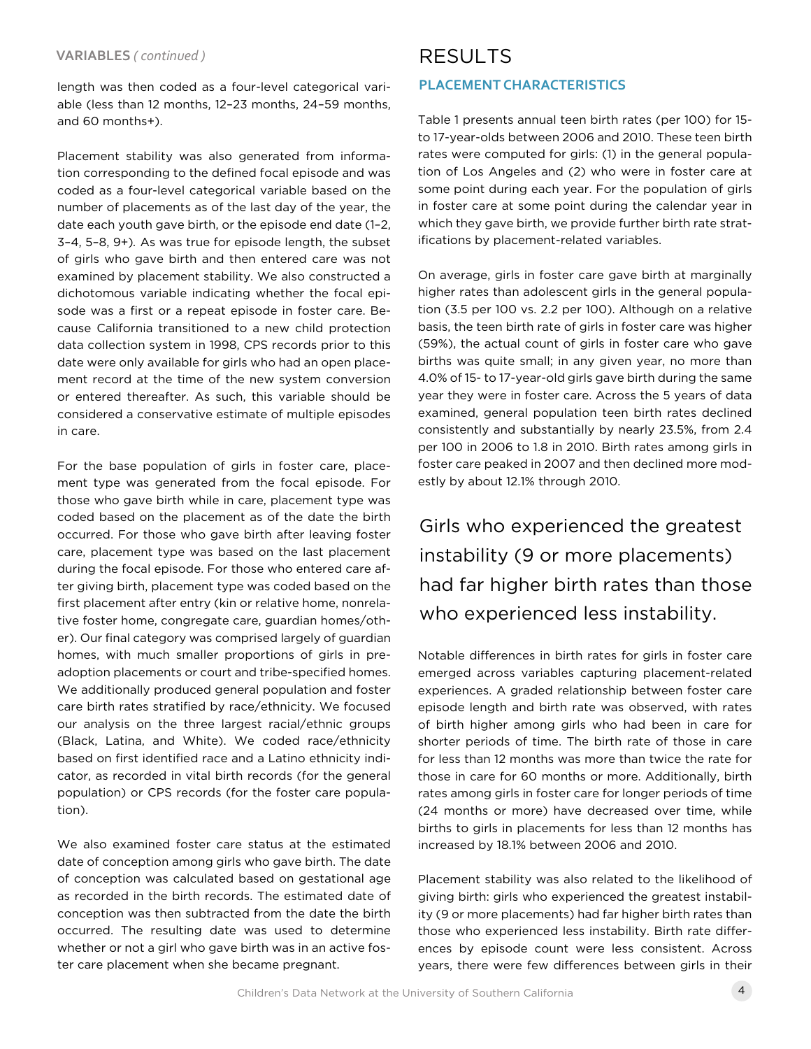## VARIABLES *( continued )*

length was then coded as a four-level categorical variable (less than 12 months, 12–23 months, 24–59 months, and 60 months+).

Placement stability was also generated from information corresponding to the defined focal episode and was coded as a four-level categorical variable based on the number of placements as of the last day of the year, the date each youth gave birth, or the episode end date (1–2, 3–4, 5–8, 9+). As was true for episode length, the subset of girls who gave birth and then entered care was not examined by placement stability. We also constructed a dichotomous variable indicating whether the focal episode was a first or a repeat episode in foster care. Because California transitioned to a new child protection data collection system in 1998, CPS records prior to this date were only available for girls who had an open placement record at the time of the new system conversion or entered thereafter. As such, this variable should be considered a conservative estimate of multiple episodes in care.

For the base population of girls in foster care, placement type was generated from the focal episode. For those who gave birth while in care, placement type was coded based on the placement as of the date the birth occurred. For those who gave birth after leaving foster care, placement type was based on the last placement during the focal episode. For those who entered care after giving birth, placement type was coded based on the first placement after entry (kin or relative home, nonrelative foster home, congregate care, guardian homes/other). Our final category was comprised largely of guardian homes, with much smaller proportions of girls in pre-adoption placements or court and tribe-specified homes. We additionally produced general population and foster care birth rates stratified by race/ethnicity. We focused our analysis on the three largest racial/ethnic groups (Black, Latina, and White). We coded race/ethnicity based on first identified race and a Latino ethnicity indicator, as recorded in vital birth records (for the general population) or CPS records (for the foster care population).

We also examined foster care status at the estimated date of conception among girls who gave birth. The date of conception was calculated based on gestational age as recorded in the birth records. The estimated date of conception was then subtracted from the date the birth occurred. The resulting date was used to determine whether or not a girl who gave birth was in an active foster care placement when she became pregnant.

# RESULTS

## PLACEMENT CHARACTERISTICS

Table 1 presents annual teen birth rates (per 100) for 15- to 17-year-olds between 2006 and 2010. These teen birth rates were computed for girls: (1) in the general population of Los Angeles and (2) who were in foster care at some point during each year. For the population of girls in foster care at some point during the calendar year in which they gave birth, we provide further birth rate stratifications by placement-related variables.

On average, girls in foster care gave birth at marginally higher rates than adolescent girls in the general population (3.5 per 100 vs. 2.2 per 100). Although on a relative basis, the teen birth rate of girls in foster care was higher (59%), the actual count of girls in foster care who gave births was quite small; in any given year, no more than 4.0% of 15- to 17-year-old girls gave birth during the same year they were in foster care. Across the 5 years of data examined, general population teen birth rates declined consistently and substantially by nearly 23.5%, from 2.4 per 100 in 2006 to 1.8 in 2010. Birth rates among girls in foster care peaked in 2007 and then declined more modestly by about 12.1% through 2010.

> Girls who experienced the greatest instability (9 or more placements) had far higher birth rates than those who experienced less instability.

Notable differences in birth rates for girls in foster care emerged across variables capturing placement-related experiences. A graded relationship between foster care episode length and birth rate was observed, with rates of birth higher among girls who had been in care for shorter periods of time. The birth rate of those in care for less than 12 months was more than twice the rate for those in care for 60 months or more. Additionally, birth rates among girls in foster care for longer periods of time (24 months or more) have decreased over time, while births to girls in placements for less than 12 months has increased by 18.1% between 2006 and 2010.

Placement stability was also related to the likelihood of giving birth: girls who experienced the greatest instability (9 or more placements) had far higher birth rates than those who experienced less instability. Birth rate differences by episode count were less consistent. Across years, there were few differences between girls in their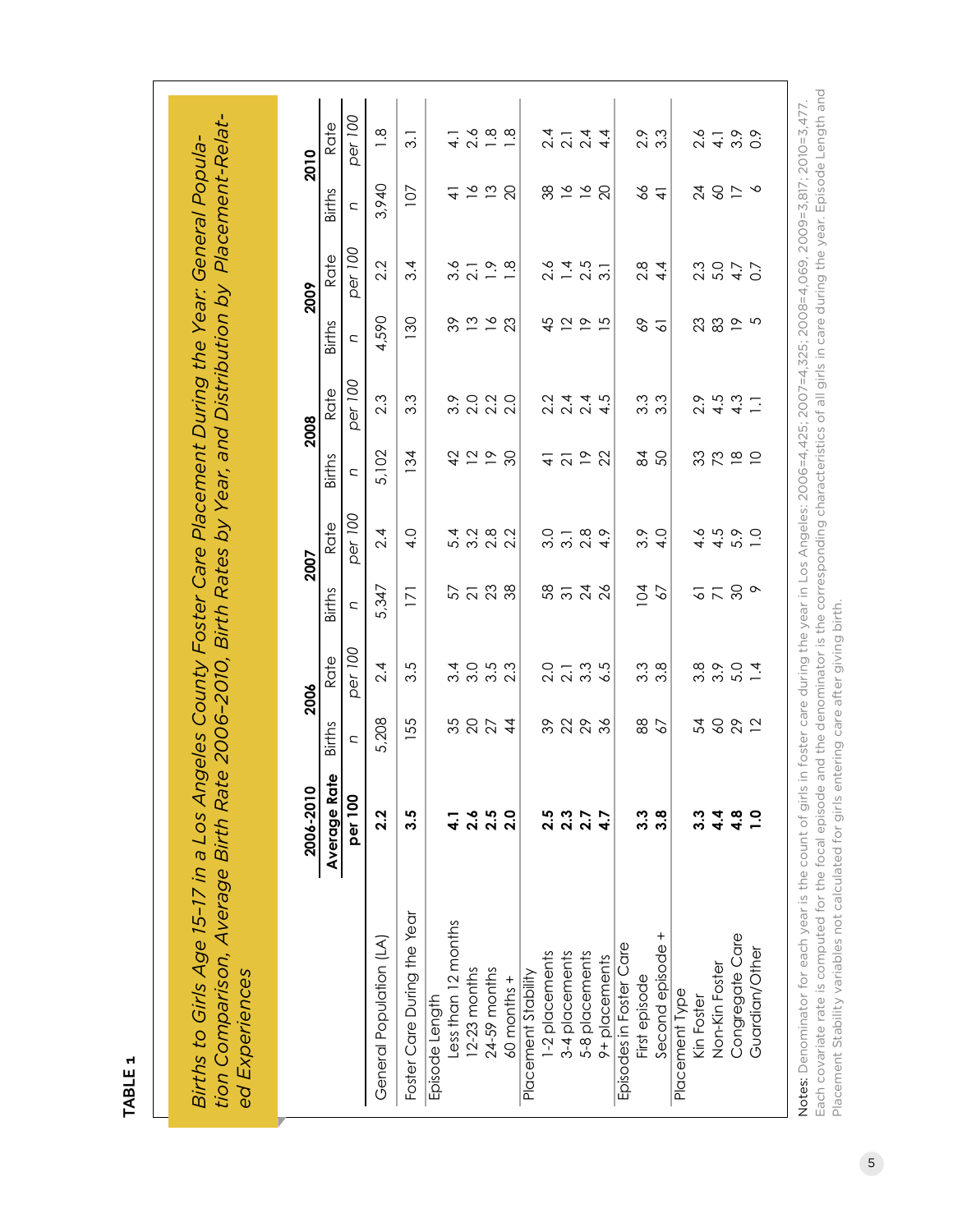**TABLE 1**

*Births to Girls Age 15-17 in a Los Angeles County Foster Care Placement During the Year: General Population Comparison, Average Birth Rate 2006-2010, Birth Rates by Year, and Distribution by Placement-Related Experiences*

| | 2006-2010 | 2006 | | 2007 | | 2008 | | 2009 | | 2010 | |
|---|---|---|---|---|---|---|---|---|---|---|---|
| | **Average Rate** | Births | Rate | Births | Rate | Births | Rate | Births | Rate | Births | Rate |
| | **per 100** | *n* | *per 100* | *n* | *per 100* | *n* | *per 100* | *n* | *per 100* | *n* | *per 100* |
| General Population (LA) | **2.2** | 5,208 | 2.4 | 5,347 | 2.4 | 5,102 | 2.3 | 4,590 | 2.2 | 3,940 | 1.8 |
| Foster Care During the Year | **3.5** | 155 | 3.5 | 171 | 4.0 | 134 | 3.3 | 130 | 3.4 | 107 | 3.1 |
| Episode Length | | | | | | | | | | | |
| Less than 12 months | **4.1** | 35 | 3.4 | 57 | 5.4 | 42 | 3.9 | 39 | 3.6 | 41 | 4.1 |
| 12-23 months | **2.6** | 20 | 3.0 | 21 | 3.2 | 12 | 2.0 | 13 | 2.1 | 16 | 2.6 |
| 24-59 months | **2.5** | 27 | 3.5 | 23 | 2.8 | 19 | 2.2 | 16 | 1.9 | 13 | 1.8 |
| 60 months + | **2.0** | 44 | 2.3 | 38 | 2.2 | 30 | 2.0 | 23 | 1.8 | 20 | 1.8 |
| Placement Stability | | | | | | | | | | | |
| 1-2 placements | **2.5** | 39 | 2.0 | 58 | 3.0 | 41 | 2.2 | 45 | 2.6 | 38 | 2.4 |
| 3-4 placements | **2.3** | 22 | 2.1 | 31 | 3.1 | 21 | 2.4 | 12 | 1.4 | 16 | 2.1 |
| 5-8 placements | **2.7** | 29 | 3.3 | 24 | 2.8 | 19 | 2.4 | 19 | 2.5 | 16 | 2.4 |
| 9+ placements | **4.7** | 36 | 6.5 | 26 | 4.9 | 22 | 4.5 | 15 | 3.1 | 20 | 4.4 |
| Episodes in Foster Care | | | | | | | | | | | |
| First episode | **3.3** | 88 | 3.3 | 104 | 3.9 | 84 | 3.3 | 69 | 2.8 | 66 | 2.9 |
| Second episode + | **3.8** | 67 | 3.8 | 67 | 4.0 | 50 | 3.3 | 61 | 4.4 | 41 | 3.3 |
| Placement Type | | | | | | | | | | | |
| Kin Foster | **3.3** | 54 | 3.8 | 61 | 4.6 | 33 | 2.9 | 23 | 2.3 | 24 | 2.6 |
| Non-Kin Foster | **4.4** | 60 | 3.9 | 71 | 4.5 | 73 | 4.5 | 83 | 5.0 | 60 | 4.1 |
| Congregate Care | **4.8** | 29 | 5.0 | 30 | 5.9 | 18 | 4.3 | 19 | 4.7 | 17 | 3.9 |
| Guardian/Other | **1.0** | 12 | 1.4 | 9 | 1.0 | 10 | 1.1 | 5 | 0.7 | 6 | 0.9 |

Notes: Denominator for each year is the count of girls in foster care during the year in Los Angeles: 2006=4,425; 2007=4,325; 2008=4,069, 2009=3,817; 2010=3,477. Each covariate rate is computed for the focal episode and the denominator is the corresponding characteristics of all girls in care during the year. Episode Length and Placement Stability variables not calculated for girls entering care after giving birth.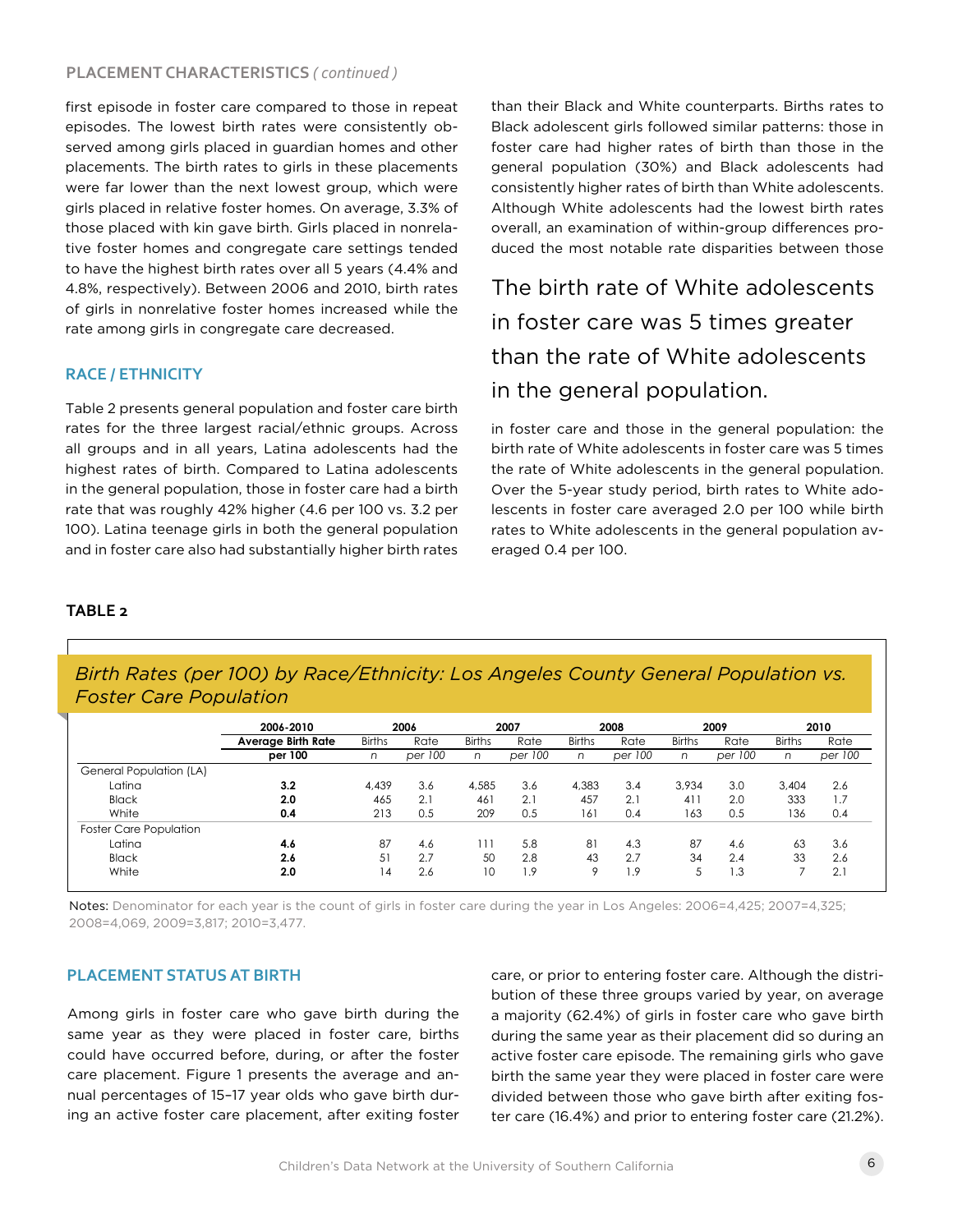## PLACEMENT CHARACTERISTICS *( continued )*

first episode in foster care compared to those in repeat episodes. The lowest birth rates were consistently observed among girls placed in guardian homes and other placements. The birth rates to girls in these placements were far lower than the next lowest group, which were girls placed in relative foster homes. On average, 3.3% of those placed with kin gave birth. Girls placed in nonrelative foster homes and congregate care settings tended to have the highest birth rates over all 5 years (4.4% and 4.8%, respectively). Between 2006 and 2010, birth rates of girls in nonrelative foster homes increased while the rate among girls in congregate care decreased.

### RACE / ETHNICITY

Table 2 presents general population and foster care birth rates for the three largest racial/ethnic groups. Across all groups and in all years, Latina adolescents had the highest rates of birth. Compared to Latina adolescents in the general population, those in foster care had a birth rate that was roughly 42% higher (4.6 per 100 vs. 3.2 per 100). Latina teenage girls in both the general population and in foster care also had substantially higher birth rates than their Black and White counterparts. Births rates to Black adolescent girls followed similar patterns: those in foster care had higher rates of birth than those in the general population (30%) and Black adolescents had consistently higher rates of birth than White adolescents. Although White adolescents had the lowest birth rates overall, an examination of within-group differences produced the most notable rate disparities between those in foster care and those in the general population: the birth rate of White adolescents in foster care was 5 times the rate of White adolescents in the general population. Over the 5-year study period, birth rates to White adolescents in foster care averaged 2.0 per 100 while birth rates to White adolescents in the general population averaged 0.4 per 100.

> The birth rate of White adolescents in foster care was 5 times greater than the rate of White adolescents in the general population.

**TABLE 2**

*Birth Rates (per 100) by Race/Ethnicity: Los Angeles County General Population vs. Foster Care Population*

| | 2006-2010 | 2006 | | 2007 | | 2008 | | 2009 | | 2010 | |
|---|---|---|---|---|---|---|---|---|---|---|---|
| | **Average Birth Rate per 100** | Births *n* | Rate *per 100* | Births *n* | Rate *per 100* | Births *n* | Rate *per 100* | Births *n* | Rate *per 100* | Births *n* | Rate *per 100* |
| General Population (LA) | | | | | | | | | | | |
| Latina | **3.2** | 4,439 | 3.6 | 4,585 | 3.6 | 4,383 | 3.4 | 3,934 | 3.0 | 3,404 | 2.6 |
| Black | **2.0** | 465 | 2.1 | 461 | 2.1 | 457 | 2.1 | 411 | 2.0 | 333 | 1.7 |
| White | **0.4** | 213 | 0.5 | 209 | 0.5 | 161 | 0.4 | 163 | 0.5 | 136 | 0.4 |
| Foster Care Population | | | | | | | | | | | |
| Latina | **4.6** | 87 | 4.6 | 111 | 5.8 | 81 | 4.3 | 87 | 4.6 | 63 | 3.6 |
| Black | **2.6** | 51 | 2.7 | 50 | 2.8 | 43 | 2.7 | 34 | 2.4 | 33 | 2.6 |
| White | **2.0** | 14 | 2.6 | 10 | 1.9 | 9 | 1.9 | 5 | 1.3 | 7 | 2.1 |

Notes: Denominator for each year is the count of girls in foster care during the year in Los Angeles: 2006=4,425; 2007=4,325; 2008=4,069, 2009=3,817; 2010=3,477.

### PLACEMENT STATUS AT BIRTH

Among girls in foster care who gave birth during the same year as they were placed in foster care, births could have occurred before, during, or after the foster care placement. Figure 1 presents the average and annual percentages of 15–17 year olds who gave birth during an active foster care placement, after exiting foster care, or prior to entering foster care. Although the distribution of these three groups varied by year, on average a majority (62.4%) of girls in foster care who gave birth during the same year as their placement did so during an active foster care episode. The remaining girls who gave birth the same year they were placed in foster care were divided between those who gave birth after exiting foster care (16.4%) and prior to entering foster care (21.2%).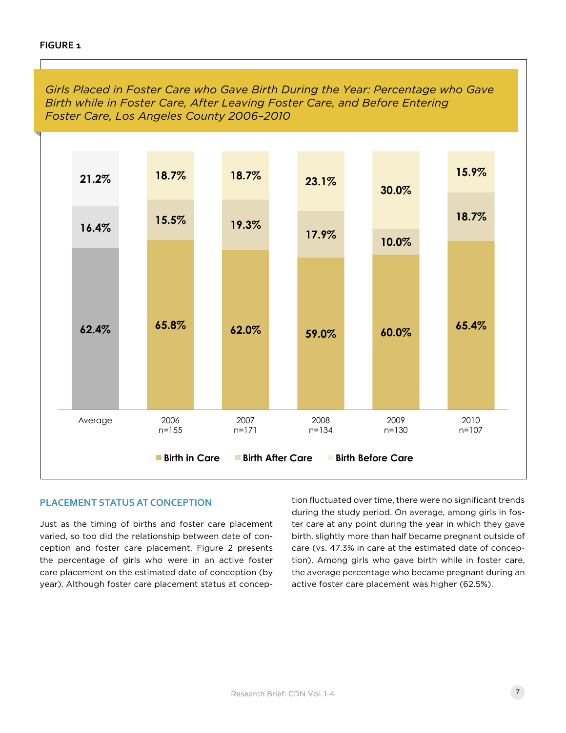**FIGURE 1**

*Girls Placed in Foster Care who Gave Birth During the Year: Percentage who Gave Birth while in Foster Care, After Leaving Foster Care, and Before Entering Foster Care, Los Angeles County 2006–2010*

| | Average | 2006 n=155 | 2007 n=171 | 2008 n=134 | 2009 n=130 | 2010 n=107 |
|---|---|---|---|---|---|---|
| Birth in Care | 62.4% | 65.8% | 62.0% | 59.0% | 60.0% | 65.4% |
| Birth After Care | 16.4% | 15.5% | 19.3% | 17.9% | 10.0% | 18.7% |
| Birth Before Care | 21.2% | 18.7% | 18.7% | 23.1% | 30.0% | 15.9% |

## PLACEMENT STATUS AT CONCEPTION

Just as the timing of births and foster care placement varied, so too did the relationship between date of conception and foster care placement. Figure 2 presents the percentage of girls who were in an active foster care placement on the estimated date of conception (by year). Although foster care placement status at conception fluctuated over time, there were no significant trends during the study period. On average, among girls in foster care at any point during the year in which they gave birth, slightly more than half became pregnant outside of care (vs. 47.3% in care at the estimated date of conception). Among girls who gave birth while in foster care, the average percentage who became pregnant during an active foster care placement was higher (62.5%).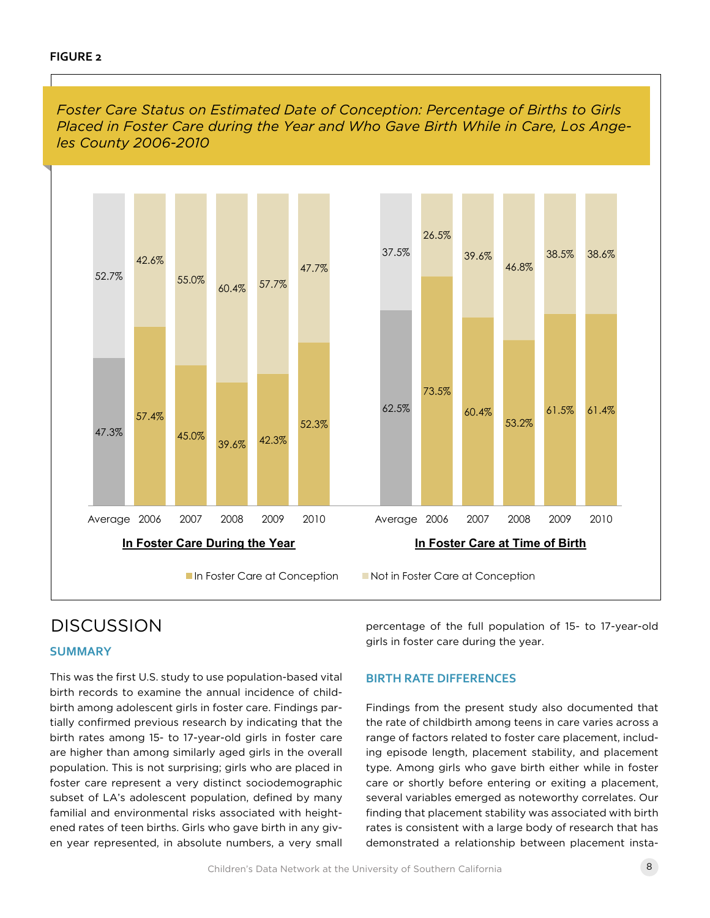**FIGURE 2**

*Foster Care Status on Estimated Date of Conception: Percentage of Births to Girls Placed in Foster Care during the Year and Who Gave Birth While in Care, Los Angeles County 2006-2010*

**In Foster Care During the Year**

| | Average | 2006 | 2007 | 2008 | 2009 | 2010 |
|---|---|---|---|---|---|---|
| In Foster Care at Conception | 47.3% | 57.4% | 45.0% | 39.6% | 42.3% | 52.3% |
| Not in Foster Care at Conception | 52.7% | 42.6% | 55.0% | 60.4% | 57.7% | 47.7% |

**In Foster Care at Time of Birth**

| | Average | 2006 | 2007 | 2008 | 2009 | 2010 |
|---|---|---|---|---|---|---|
| In Foster Care at Conception | 62.5% | 73.5% | 60.4% | 53.2% | 61.5% | 61.4% |
| Not in Foster Care at Conception | 37.5% | 26.5% | 39.6% | 46.8% | 38.5% | 38.6% |

# DISCUSSION

## SUMMARY

This was the first U.S. study to use population-based vital birth records to examine the annual incidence of childbirth among adolescent girls in foster care. Findings partially confirmed previous research by indicating that the birth rates among 15- to 17-year-old girls in foster care are higher than among similarly aged girls in the overall population. This is not surprising; girls who are placed in foster care represent a very distinct sociodemographic subset of LA's adolescent population, defined by many familial and environmental risks associated with heightened rates of teen births. Girls who gave birth in any given year represented, in absolute numbers, a very small percentage of the full population of 15- to 17-year-old girls in foster care during the year.

## BIRTH RATE DIFFERENCES

Findings from the present study also documented that the rate of childbirth among teens in care varies across a range of factors related to foster care placement, including episode length, placement stability, and placement type. Among girls who gave birth either while in foster care or shortly before entering or exiting a placement, several variables emerged as noteworthy correlates. Our finding that placement stability was associated with birth rates is consistent with a large body of research that has demonstrated a relationship between placement insta-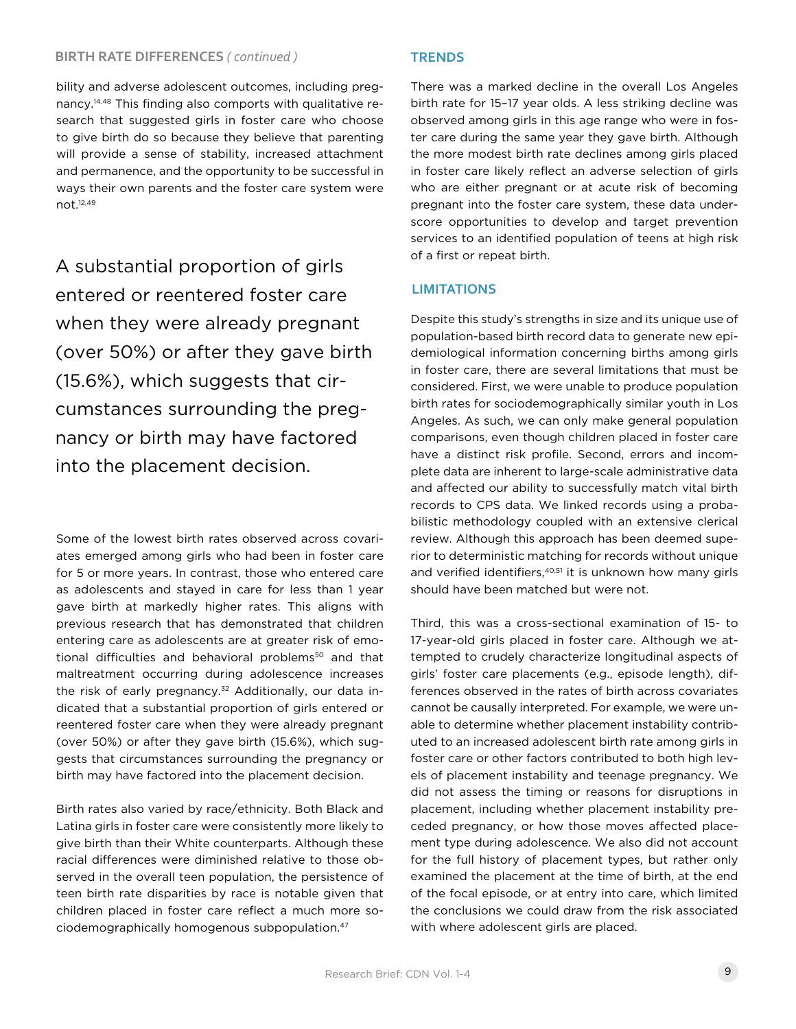## BIRTH RATE DIFFERENCES *( continued )*

bility and adverse adolescent outcomes, including pregnancy.[14,48] This finding also comports with qualitative research that suggested girls in foster care who choose to give birth do so because they believe that parenting will provide a sense of stability, increased attachment and permanence, and the opportunity to be successful in ways their own parents and the foster care system were not.[12,49]

> A substantial proportion of girls entered or reentered foster care when they were already pregnant (over 50%) or after they gave birth (15.6%), which suggests that circumstances surrounding the pregnancy or birth may have factored into the placement decision.

Some of the lowest birth rates observed across covariates emerged among girls who had been in foster care for 5 or more years. In contrast, those who entered care as adolescents and stayed in care for less than 1 year gave birth at markedly higher rates. This aligns with previous research that has demonstrated that children entering care as adolescents are at greater risk of emotional difficulties and behavioral problems[50] and that maltreatment occurring during adolescence increases the risk of early pregnancy.[32] Additionally, our data indicated that a substantial proportion of girls entered or reentered foster care when they were already pregnant (over 50%) or after they gave birth (15.6%), which suggests that circumstances surrounding the pregnancy or birth may have factored into the placement decision.

Birth rates also varied by race/ethnicity. Both Black and Latina girls in foster care were consistently more likely to give birth than their White counterparts. Although these racial differences were diminished relative to those observed in the overall teen population, the persistence of teen birth rate disparities by race is notable given that children placed in foster care reflect a much more sociodemographically homogenous subpopulation.[47]

## TRENDS

There was a marked decline in the overall Los Angeles birth rate for 15–17 year olds. A less striking decline was observed among girls in this age range who were in foster care during the same year they gave birth. Although the more modest birth rate declines among girls placed in foster care likely reflect an adverse selection of girls who are either pregnant or at acute risk of becoming pregnant into the foster care system, these data underscore opportunities to develop and target prevention services to an identified population of teens at high risk of a first or repeat birth.

## LIMITATIONS

Despite this study's strengths in size and its unique use of population-based birth record data to generate new epidemiological information concerning births among girls in foster care, there are several limitations that must be considered. First, we were unable to produce population birth rates for sociodemographically similar youth in Los Angeles. As such, we can only make general population comparisons, even though children placed in foster care have a distinct risk profile. Second, errors and incomplete data are inherent to large-scale administrative data and affected our ability to successfully match vital birth records to CPS data. We linked records using a probabilistic methodology coupled with an extensive clerical review. Although this approach has been deemed superior to deterministic matching for records without unique and verified identifiers,[40,51] it is unknown how many girls should have been matched but were not.

Third, this was a cross-sectional examination of 15- to 17-year-old girls placed in foster care. Although we attempted to crudely characterize longitudinal aspects of girls' foster care placements (e.g., episode length), differences observed in the rates of birth across covariates cannot be causally interpreted. For example, we were unable to determine whether placement instability contributed to an increased adolescent birth rate among girls in foster care or other factors contributed to both high levels of placement instability and teenage pregnancy. We did not assess the timing or reasons for disruptions in placement, including whether placement instability preceded pregnancy, or how those moves affected placement type during adolescence. We also did not account for the full history of placement types, but rather only examined the placement at the time of birth, at the end of the focal episode, or at entry into care, which limited the conclusions we could draw from the risk associated with where adolescent girls are placed.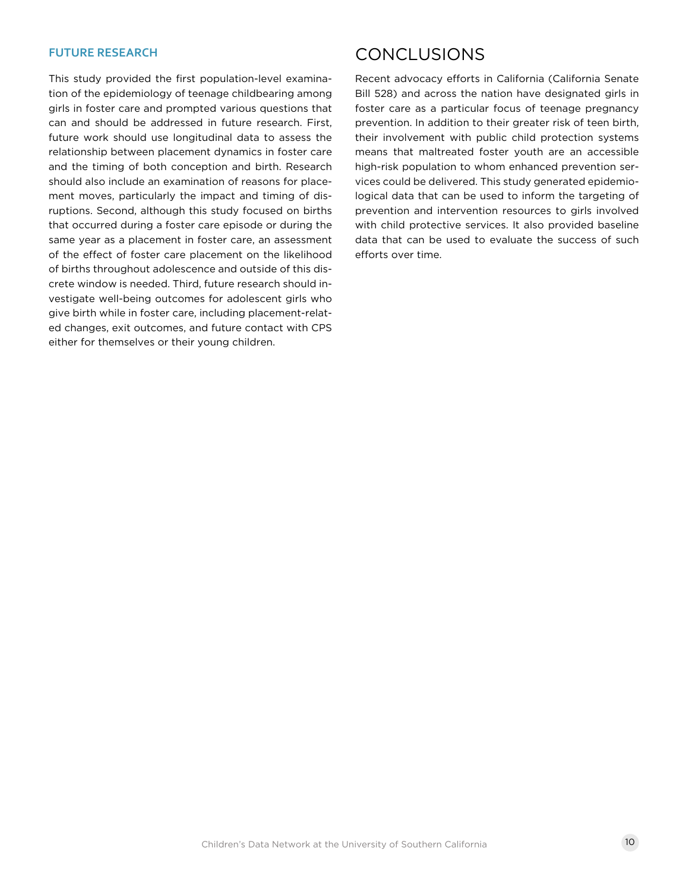### FUTURE RESEARCH

This study provided the first population-level examination of the epidemiology of teenage childbearing among girls in foster care and prompted various questions that can and should be addressed in future research. First, future work should use longitudinal data to assess the relationship between placement dynamics in foster care and the timing of both conception and birth. Research should also include an examination of reasons for placement moves, particularly the impact and timing of disruptions. Second, although this study focused on births that occurred during a foster care episode or during the same year as a placement in foster care, an assessment of the effect of foster care placement on the likelihood of births throughout adolescence and outside of this discrete window is needed. Third, future research should investigate well-being outcomes for adolescent girls who give birth while in foster care, including placement-related changes, exit outcomes, and future contact with CPS either for themselves or their young children.

## CONCLUSIONS

Recent advocacy efforts in California (California Senate Bill 528) and across the nation have designated girls in foster care as a particular focus of teenage pregnancy prevention. In addition to their greater risk of teen birth, their involvement with public child protection systems means that maltreated foster youth are an accessible high-risk population to whom enhanced prevention services could be delivered. This study generated epidemiological data that can be used to inform the targeting of prevention and intervention resources to girls involved with child protective services. It also provided baseline data that can be used to evaluate the success of such efforts over time.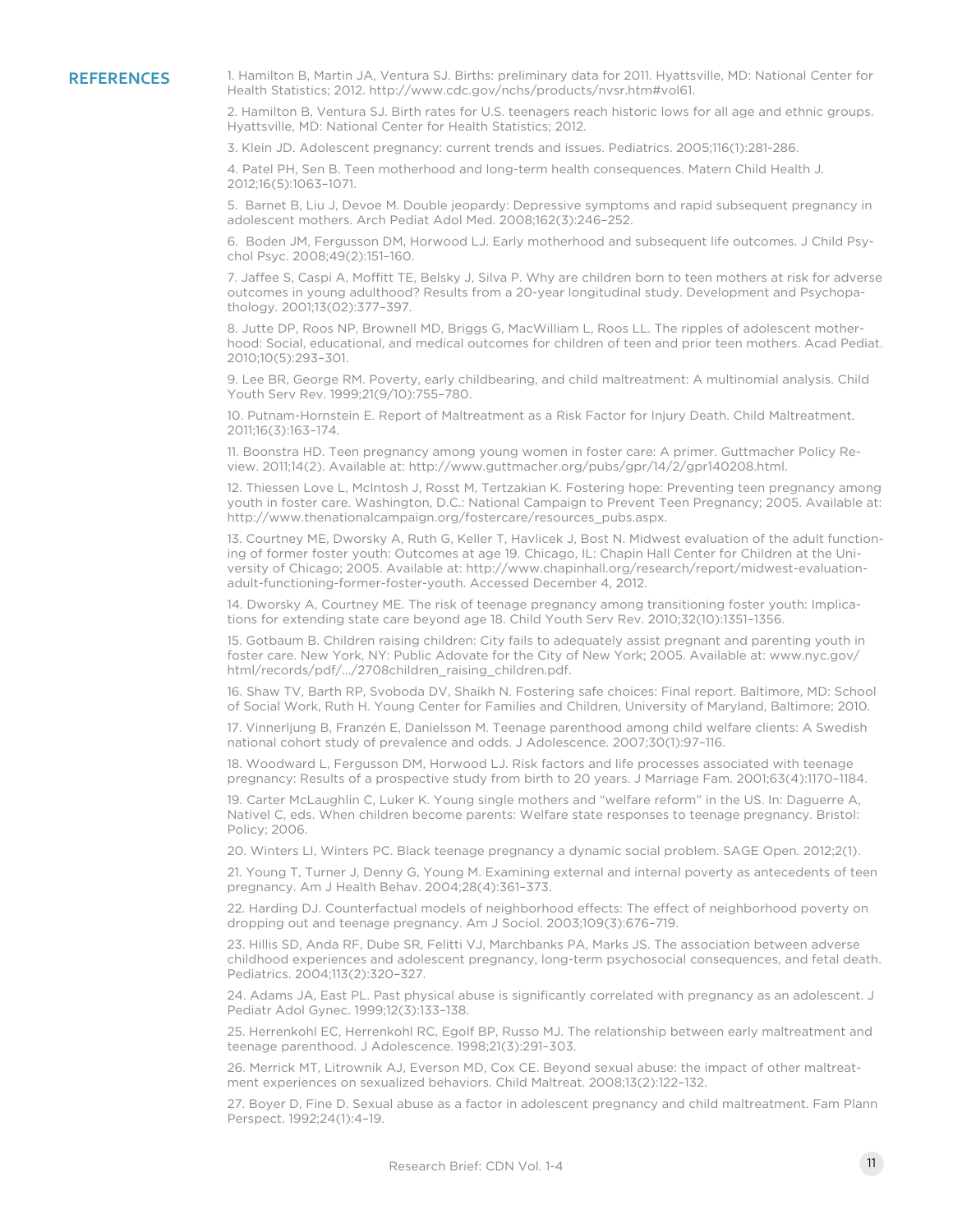## REFERENCES

1. Hamilton B, Martin JA, Ventura SJ. Births: preliminary data for 2011. Hyattsville, MD: National Center for Health Statistics; 2012. http://www.cdc.gov/nchs/products/nvsr.htm#vol61.

2. Hamilton B, Ventura SJ. Birth rates for U.S. teenagers reach historic lows for all age and ethnic groups. Hyattsville, MD: National Center for Health Statistics; 2012.

3. Klein JD. Adolescent pregnancy: current trends and issues. Pediatrics. 2005;116(1):281-286.

4. Patel PH, Sen B. Teen motherhood and long-term health consequences. Matern Child Health J. 2012;16(5):1063–1071.

5. Barnet B, Liu J, Devoe M. Double jeopardy: Depressive symptoms and rapid subsequent pregnancy in adolescent mothers. Arch Pediat Adol Med. 2008;162(3):246–252.

6. Boden JM, Fergusson DM, Horwood LJ. Early motherhood and subsequent life outcomes. J Child Psychol Psyc. 2008;49(2):151–160.

7. Jaffee S, Caspi A, Moffitt TE, Belsky J, Silva P. Why are children born to teen mothers at risk for adverse outcomes in young adulthood? Results from a 20-year longitudinal study. Development and Psychopathology. 2001;13(02):377–397.

8. Jutte DP, Roos NP, Brownell MD, Briggs G, MacWilliam L, Roos LL. The ripples of adolescent motherhood: Social, educational, and medical outcomes for children of teen and prior teen mothers. Acad Pediat. 2010;10(5):293–301.

9. Lee BR, George RM. Poverty, early childbearing, and child maltreatment: A multinomial analysis. Child Youth Serv Rev. 1999;21(9/10):755–780.

10. Putnam-Hornstein E. Report of Maltreatment as a Risk Factor for Injury Death. Child Maltreatment. 2011;16(3):163–174.

11. Boonstra HD. Teen pregnancy among young women in foster care: A primer. Guttmacher Policy Review. 2011;14(2). Available at: http://www.guttmacher.org/pubs/gpr/14/2/gpr140208.html.

12. Thiessen Love L, McIntosh J, Rosst M, Tertzakian K. Fostering hope: Preventing teen pregnancy among youth in foster care. Washington, D.C.: National Campaign to Prevent Teen Pregnancy; 2005. Available at: http://www.thenationalcampaign.org/fostercare/resources_pubs.aspx.

13. Courtney ME, Dworsky A, Ruth G, Keller T, Havlicek J, Bost N. Midwest evaluation of the adult functioning of former foster youth: Outcomes at age 19. Chicago, IL: Chapin Hall Center for Children at the University of Chicago; 2005. Available at: http://www.chapinhall.org/research/report/midwest-evaluation-adult-functioning-former-foster-youth. Accessed December 4, 2012.

14. Dworsky A, Courtney ME. The risk of teenage pregnancy among transitioning foster youth: Implications for extending state care beyond age 18. Child Youth Serv Rev. 2010;32(10):1351–1356.

15. Gotbaum B. Children raising children: City fails to adequately assist pregnant and parenting youth in foster care. New York, NY: Public Adovate for the City of New York; 2005. Available at: www.nyc.gov/html/records/pdf/.../2708children_raising_children.pdf.

16. Shaw TV, Barth RP, Svoboda DV, Shaikh N. Fostering safe choices: Final report. Baltimore, MD: School of Social Work, Ruth H. Young Center for Families and Children, University of Maryland, Baltimore; 2010.

17. Vinnerljung B, Franzén E, Danielsson M. Teenage parenthood among child welfare clients: A Swedish national cohort study of prevalence and odds. J Adolescence. 2007;30(1):97–116.

18. Woodward L, Fergusson DM, Horwood LJ. Risk factors and life processes associated with teenage pregnancy: Results of a prospective study from birth to 20 years. J Marriage Fam. 2001;63(4):1170–1184.

19. Carter McLaughlin C, Luker K. Young single mothers and "welfare reform" in the US. In: Daguerre A, Nativel C, eds. When children become parents: Welfare state responses to teenage pregnancy. Bristol: Policy; 2006.

20. Winters LI, Winters PC. Black teenage pregnancy a dynamic social problem. SAGE Open. 2012;2(1).

21. Young T, Turner J, Denny G, Young M. Examining external and internal poverty as antecedents of teen pregnancy. Am J Health Behav. 2004;28(4):361–373.

22. Harding DJ. Counterfactual models of neighborhood effects: The effect of neighborhood poverty on dropping out and teenage pregnancy. Am J Sociol. 2003;109(3):676–719.

23. Hillis SD, Anda RF, Dube SR, Felitti VJ, Marchbanks PA, Marks JS. The association between adverse childhood experiences and adolescent pregnancy, long-term psychosocial consequences, and fetal death. Pediatrics. 2004;113(2):320–327.

24. Adams JA, East PL. Past physical abuse is significantly correlated with pregnancy as an adolescent. J Pediatr Adol Gynec. 1999;12(3):133–138.

25. Herrenkohl EC, Herrenkohl RC, Egolf BP, Russo MJ. The relationship between early maltreatment and teenage parenthood. J Adolescence. 1998;21(3):291–303.

26. Merrick MT, Litrownik AJ, Everson MD, Cox CE. Beyond sexual abuse: the impact of other maltreatment experiences on sexualized behaviors. Child Maltreat. 2008;13(2):122–132.

27. Boyer D, Fine D. Sexual abuse as a factor in adolescent pregnancy and child maltreatment. Fam Plann Perspect. 1992;24(1):4–19.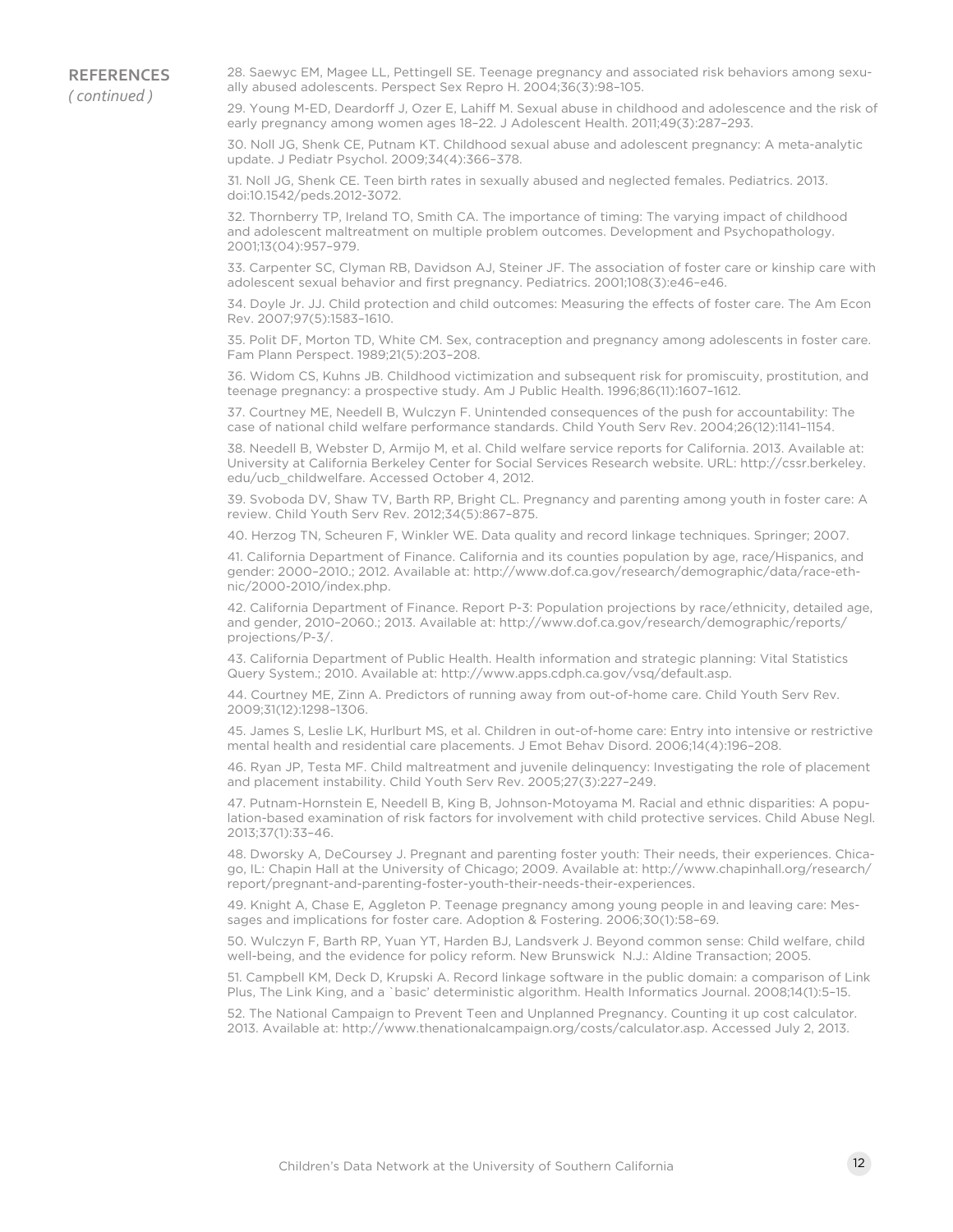## REFERENCES
*( continued )*

28. Saewyc EM, Magee LL, Pettingell SE. Teenage pregnancy and associated risk behaviors among sexually abused adolescents. Perspect Sex Repro H. 2004;36(3):98–105.

29. Young M-ED, Deardorff J, Ozer E, Lahiff M. Sexual abuse in childhood and adolescence and the risk of early pregnancy among women ages 18–22. J Adolescent Health. 2011;49(3):287–293.

30. Noll JG, Shenk CE, Putnam KT. Childhood sexual abuse and adolescent pregnancy: A meta-analytic update. J Pediatr Psychol. 2009;34(4):366–378.

31. Noll JG, Shenk CE. Teen birth rates in sexually abused and neglected females. Pediatrics. 2013. doi:10.1542/peds.2012-3072.

32. Thornberry TP, Ireland TO, Smith CA. The importance of timing: The varying impact of childhood and adolescent maltreatment on multiple problem outcomes. Development and Psychopathology. 2001;13(04):957–979.

33. Carpenter SC, Clyman RB, Davidson AJ, Steiner JF. The association of foster care or kinship care with adolescent sexual behavior and first pregnancy. Pediatrics. 2001;108(3):e46–e46.

34. Doyle Jr. JJ. Child protection and child outcomes: Measuring the effects of foster care. The Am Econ Rev. 2007;97(5):1583–1610.

35. Polit DF, Morton TD, White CM. Sex, contraception and pregnancy among adolescents in foster care. Fam Plann Perspect. 1989;21(5):203–208.

36. Widom CS, Kuhns JB. Childhood victimization and subsequent risk for promiscuity, prostitution, and teenage pregnancy: a prospective study. Am J Public Health. 1996;86(11):1607–1612.

37. Courtney ME, Needell B, Wulczyn F. Unintended consequences of the push for accountability: The case of national child welfare performance standards. Child Youth Serv Rev. 2004;26(12):1141–1154.

38. Needell B, Webster D, Armijo M, et al. Child welfare service reports for California. 2013. Available at: University at California Berkeley Center for Social Services Research website. URL: http://cssr.berkeley.edu/ucb_childwelfare. Accessed October 4, 2012.

39. Svoboda DV, Shaw TV, Barth RP, Bright CL. Pregnancy and parenting among youth in foster care: A review. Child Youth Serv Rev. 2012;34(5):867–875.

40. Herzog TN, Scheuren F, Winkler WE. Data quality and record linkage techniques. Springer; 2007.

41. California Department of Finance. California and its counties population by age, race/Hispanics, and gender: 2000–2010.; 2012. Available at: http://www.dof.ca.gov/research/demographic/data/race-ethnic/2000-2010/index.php.

42. California Department of Finance. Report P-3: Population projections by race/ethnicity, detailed age, and gender, 2010–2060.; 2013. Available at: http://www.dof.ca.gov/research/demographic/reports/projections/P-3/.

43. California Department of Public Health. Health information and strategic planning: Vital Statistics Query System.; 2010. Available at: http://www.apps.cdph.ca.gov/vsq/default.asp.

44. Courtney ME, Zinn A. Predictors of running away from out-of-home care. Child Youth Serv Rev. 2009;31(12):1298–1306.

45. James S, Leslie LK, Hurlburt MS, et al. Children in out-of-home care: Entry into intensive or restrictive mental health and residential care placements. J Emot Behav Disord. 2006;14(4):196–208.

46. Ryan JP, Testa MF. Child maltreatment and juvenile delinquency: Investigating the role of placement and placement instability. Child Youth Serv Rev. 2005;27(3):227–249.

47. Putnam-Hornstein E, Needell B, King B, Johnson-Motoyama M. Racial and ethnic disparities: A population-based examination of risk factors for involvement with child protective services. Child Abuse Negl. 2013;37(1):33–46.

48. Dworsky A, DeCoursey J. Pregnant and parenting foster youth: Their needs, their experiences. Chicago, IL: Chapin Hall at the University of Chicago; 2009. Available at: http://www.chapinhall.org/research/report/pregnant-and-parenting-foster-youth-their-needs-their-experiences.

49. Knight A, Chase E, Aggleton P. Teenage pregnancy among young people in and leaving care: Messages and implications for foster care. Adoption & Fostering. 2006;30(1):58–69.

50. Wulczyn F, Barth RP, Yuan YT, Harden BJ, Landsverk J. Beyond common sense: Child welfare, child well-being, and the evidence for policy reform. New Brunswick N.J.: Aldine Transaction; 2005.

51. Campbell KM, Deck D, Krupski A. Record linkage software in the public domain: a comparison of Link Plus, The Link King, and a `basic' deterministic algorithm. Health Informatics Journal. 2008;14(1):5–15.

52. The National Campaign to Prevent Teen and Unplanned Pregnancy. Counting it up cost calculator. 2013. Available at: http://www.thenationalcampaign.org/costs/calculator.asp. Accessed July 2, 2013.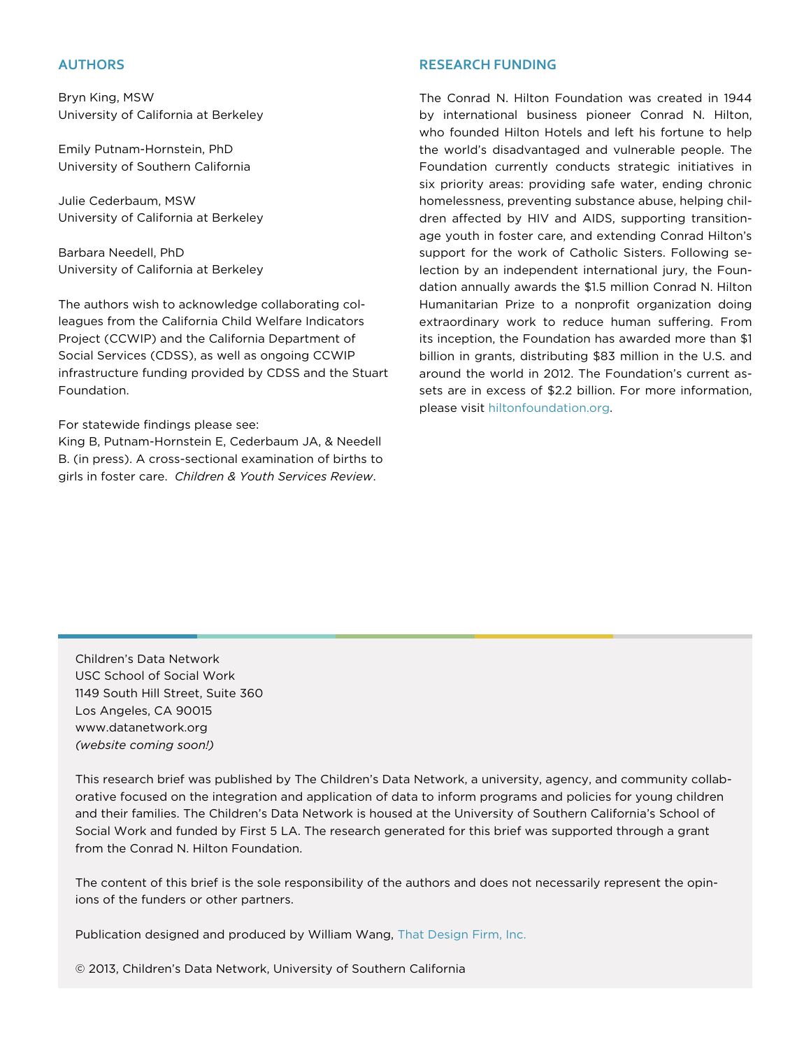## AUTHORS

Bryn King, MSW
University of California at Berkeley

Emily Putnam-Hornstein, PhD
University of Southern California

Julie Cederbaum, MSW
University of California at Berkeley

Barbara Needell, PhD
University of California at Berkeley

The authors wish to acknowledge collaborating colleagues from the California Child Welfare Indicators Project (CCWIP) and the California Department of Social Services (CDSS), as well as ongoing CCWIP infrastructure funding provided by CDSS and the Stuart Foundation.

For statewide findings please see:
King B, Putnam-Hornstein E, Cederbaum JA, & Needell B. (in press). A cross-sectional examination of births to girls in foster care. *Children & Youth Services Review*.

## RESEARCH FUNDING

The Conrad N. Hilton Foundation was created in 1944 by international business pioneer Conrad N. Hilton, who founded Hilton Hotels and left his fortune to help the world's disadvantaged and vulnerable people. The Foundation currently conducts strategic initiatives in six priority areas: providing safe water, ending chronic homelessness, preventing substance abuse, helping children affected by HIV and AIDS, supporting transition-age youth in foster care, and extending Conrad Hilton's support for the work of Catholic Sisters. Following selection by an independent international jury, the Foundation annually awards the $1.5 million Conrad N. Hilton Humanitarian Prize to a nonprofit organization doing extraordinary work to reduce human suffering. From its inception, the Foundation has awarded more than $1 billion in grants, distributing $83 million in the U.S. and around the world in 2012. The Foundation's current assets are in excess of $2.2 billion. For more information, please visit hiltonfoundation.org.

Children's Data Network
USC School of Social Work
1149 South Hill Street, Suite 360
Los Angeles, CA 90015
www.datanetwork.org
*(website coming soon!)*

This research brief was published by The Children's Data Network, a university, agency, and community collaborative focused on the integration and application of data to inform programs and policies for young children and their families. The Children's Data Network is housed at the University of Southern California's School of Social Work and funded by First 5 LA. The research generated for this brief was supported through a grant from the Conrad N. Hilton Foundation.

The content of this brief is the sole responsibility of the authors and does not necessarily represent the opinions of the funders or other partners.

Publication designed and produced by William Wang, That Design Firm, Inc.

© 2013, Children's Data Network, University of Southern California